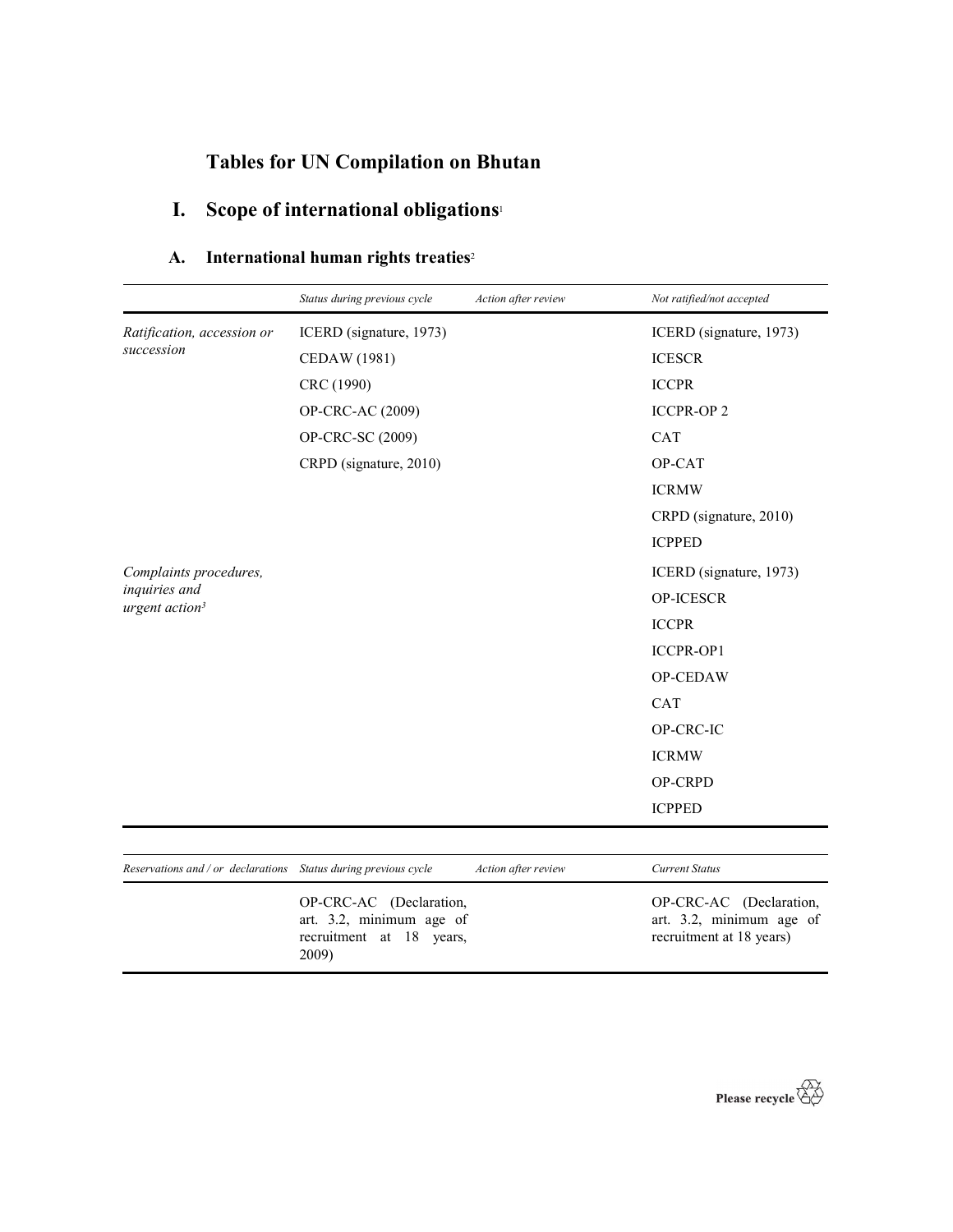# Tables for UN Compilation on Bhutan

## I. Scope of international obligations[1]

### A. International human rights treaties[2]

| | *Status during previous cycle* | *Action after review* | *Not ratified/not accepted* |
|---|---|---|---|
| *Ratification, accession or succession* | ICERD (signature, 1973) | | ICERD (signature, 1973) |
| | CEDAW (1981) | | ICESCR |
| | CRC (1990) | | ICCPR |
| | OP-CRC-AC (2009) | | ICCPR-OP 2 |
| | OP-CRC-SC (2009) | | CAT |
| | CRPD (signature, 2010) | | OP-CAT |
| | | | ICRMW |
| | | | CRPD (signature, 2010) |
| | | | ICPPED |
| *Complaints procedures, inquiries and urgent action*[3] | | | ICERD (signature, 1973) |
| | | | OP-ICESCR |
| | | | ICCPR |
| | | | ICCPR-OP1 |
| | | | OP-CEDAW |
| | | | CAT |
| | | | OP-CRC-IC |
| | | | ICRMW |
| | | | OP-CRPD |
| | | | ICPPED |

| *Reservations and / or declarations* | *Status during previous cycle* | *Action after review* | *Current Status* |
|---|---|---|---|
| | OP-CRC-AC (Declaration, art. 3.2, minimum age of recruitment at 18 years, 2009) | | OP-CRC-AC (Declaration, art. 3.2, minimum age of recruitment at 18 years) |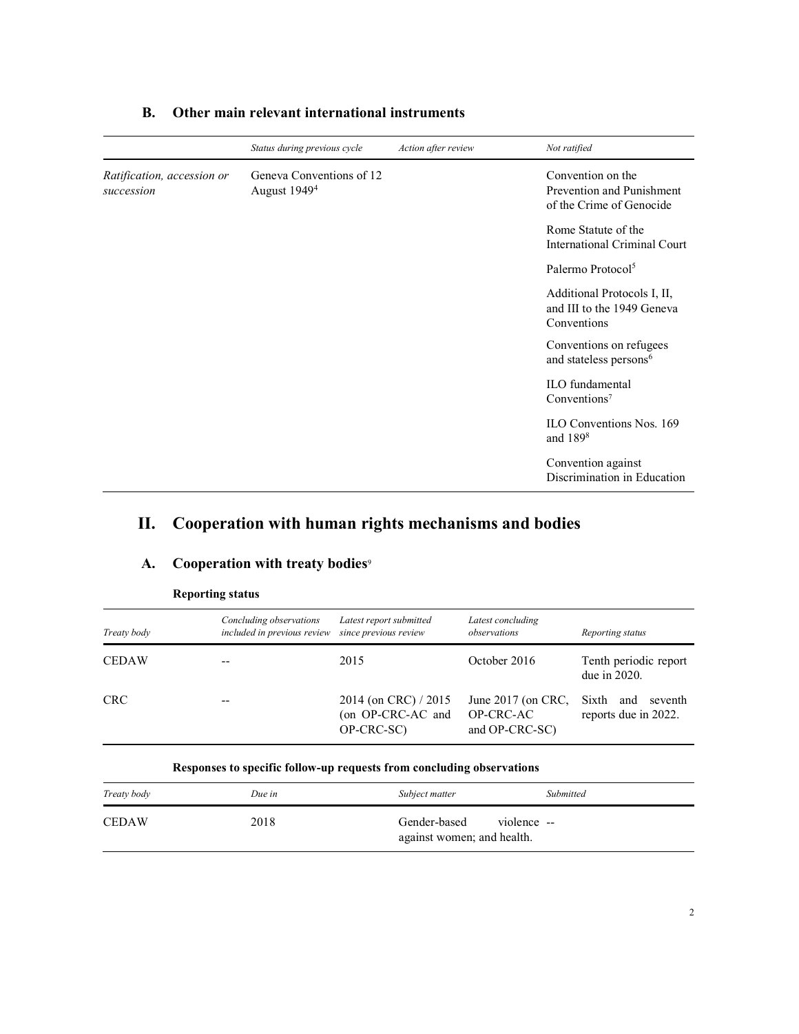## B. Other main relevant international instruments

| | *Status during previous cycle* | *Action after review* | *Not ratified* |
|---|---|---|---|
| *Ratification, accession or succession* | Geneva Conventions of 12 August 1949[4] | | Convention on the Prevention and Punishment of the Crime of Genocide |
| | | | Rome Statute of the International Criminal Court |
| | | | Palermo Protocol[5] |
| | | | Additional Protocols I, II, and III to the 1949 Geneva Conventions |
| | | | Conventions on refugees and stateless persons[6] |
| | | | ILO fundamental Conventions[7] |
| | | | ILO Conventions Nos. 169 and 189[8] |
| | | | Convention against Discrimination in Education |

# II. Cooperation with human rights mechanisms and bodies

## A. Cooperation with treaty bodies[9]

**Reporting status**

| *Treaty body* | *Concluding observations included in previous review* | *Latest report submitted since previous review* | *Latest concluding observations* | *Reporting status* |
|---|---|---|---|---|
| CEDAW | -- | 2015 | October 2016 | Tenth periodic report due in 2020. |
| CRC | -- | 2014 (on CRC) / 2015 (on OP-CRC-AC and OP-CRC-SC) | June 2017 (on CRC, OP-CRC-AC and OP-CRC-SC) | Sixth and seventh reports due in 2022. |

**Responses to specific follow-up requests from concluding observations**

| *Treaty body* | *Due in* | *Subject matter* | *Submitted* |
|---|---|---|---|
| CEDAW | 2018 | Gender-based violence against women; and health. | -- |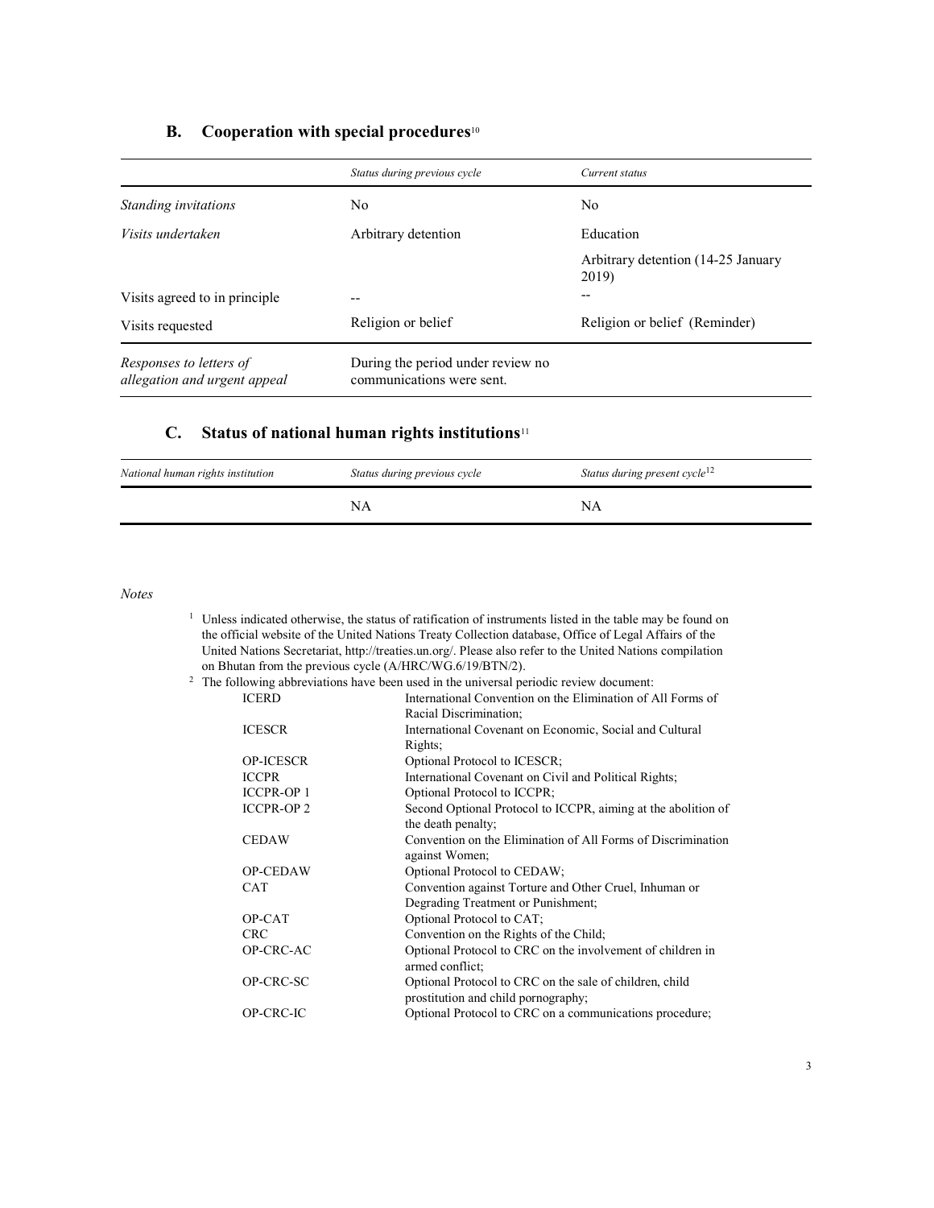## B. Cooperation with special procedures[10]

| | *Status during previous cycle* | *Current status* |
|---|---|---|
| *Standing invitations* | No | No |
| *Visits undertaken* | Arbitrary detention | Education |
| | | Arbitrary detention (14-25 January 2019) |
| Visits agreed to in principle | -- | -- |
| Visits requested | Religion or belief | Religion or belief (Reminder) |
| *Responses to letters of allegation and urgent appeal* | During the period under review no communications were sent. | |

## C. Status of national human rights institutions[11]

| *National human rights institution* | *Status during previous cycle* | *Status during present cycle*[12] |
|---|---|---|
| | NA | NA |

*Notes*

[1] Unless indicated otherwise, the status of ratification of instruments listed in the table may be found on the official website of the United Nations Treaty Collection database, Office of Legal Affairs of the United Nations Secretariat, http://treaties.un.org/. Please also refer to the United Nations compilation on Bhutan from the previous cycle (A/HRC/WG.6/19/BTN/2).

[2] The following abbreviations have been used in the universal periodic review document:

| | |
|---|---|
| ICERD | International Convention on the Elimination of All Forms of Racial Discrimination; |
| ICESCR | International Covenant on Economic, Social and Cultural Rights; |
| OP-ICESCR | Optional Protocol to ICESCR; |
| ICCPR | International Covenant on Civil and Political Rights; |
| ICCPR-OP 1 | Optional Protocol to ICCPR; |
| ICCPR-OP 2 | Second Optional Protocol to ICCPR, aiming at the abolition of the death penalty; |
| CEDAW | Convention on the Elimination of All Forms of Discrimination against Women; |
| OP-CEDAW | Optional Protocol to CEDAW; |
| CAT | Convention against Torture and Other Cruel, Inhuman or Degrading Treatment or Punishment; |
| OP-CAT | Optional Protocol to CAT; |
| CRC | Convention on the Rights of the Child; |
| OP-CRC-AC | Optional Protocol to CRC on the involvement of children in armed conflict; |
| OP-CRC-SC | Optional Protocol to CRC on the sale of children, child prostitution and child pornography; |
| OP-CRC-IC | Optional Protocol to CRC on a communications procedure; |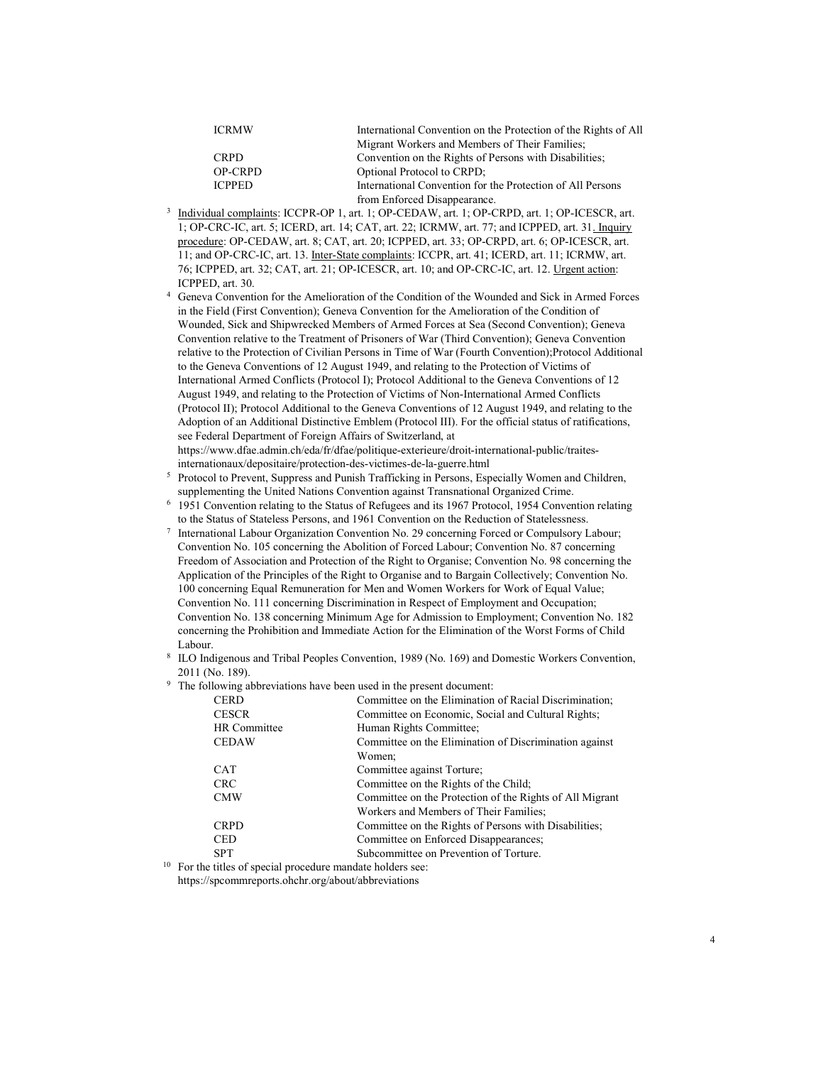| | |
|---|---|
| ICRMW | International Convention on the Protection of the Rights of All Migrant Workers and Members of Their Families; |
| CRPD | Convention on the Rights of Persons with Disabilities; |
| OP-CRPD | Optional Protocol to CRPD; |
| ICPPED | International Convention for the Protection of All Persons from Enforced Disappearance. |

[3] Individual complaints: ICCPR-OP 1, art. 1; OP-CEDAW, art. 1; OP-CRPD, art. 1; OP-ICESCR, art. 1; OP-CRC-IC, art. 5; ICERD, art. 14; CAT, art. 22; ICRMW, art. 77; and ICPPED, art. 31. Inquiry procedure: OP-CEDAW, art. 8; CAT, art. 20; ICPPED, art. 33; OP-CRPD, art. 6; OP-ICESCR, art. 11; and OP-CRC-IC, art. 13. Inter-State complaints: ICCPR, art. 41; ICERD, art. 11; ICRMW, art. 76; ICPPED, art. 32; CAT, art. 21; OP-ICESCR, art. 10; and OP-CRC-IC, art. 12. Urgent action: ICPPED, art. 30.

[4] Geneva Convention for the Amelioration of the Condition of the Wounded and Sick in Armed Forces in the Field (First Convention); Geneva Convention for the Amelioration of the Condition of Wounded, Sick and Shipwrecked Members of Armed Forces at Sea (Second Convention); Geneva Convention relative to the Treatment of Prisoners of War (Third Convention); Geneva Convention relative to the Protection of Civilian Persons in Time of War (Fourth Convention);Protocol Additional to the Geneva Conventions of 12 August 1949, and relating to the Protection of Victims of International Armed Conflicts (Protocol I); Protocol Additional to the Geneva Conventions of 12 August 1949, and relating to the Protection of Victims of Non-International Armed Conflicts (Protocol II); Protocol Additional to the Geneva Conventions of 12 August 1949, and relating to the Adoption of an Additional Distinctive Emblem (Protocol III). For the official status of ratifications, see Federal Department of Foreign Affairs of Switzerland, at https://www.dfae.admin.ch/eda/fr/dfae/politique-exterieure/droit-international-public/traites-internationaux/depositaire/protection-des-victimes-de-la-guerre.html

[5] Protocol to Prevent, Suppress and Punish Trafficking in Persons, Especially Women and Children, supplementing the United Nations Convention against Transnational Organized Crime.

[6] 1951 Convention relating to the Status of Refugees and its 1967 Protocol, 1954 Convention relating to the Status of Stateless Persons, and 1961 Convention on the Reduction of Statelessness.

[7] International Labour Organization Convention No. 29 concerning Forced or Compulsory Labour; Convention No. 105 concerning the Abolition of Forced Labour; Convention No. 87 concerning Freedom of Association and Protection of the Right to Organise; Convention No. 98 concerning the Application of the Principles of the Right to Organise and to Bargain Collectively; Convention No. 100 concerning Equal Remuneration for Men and Women Workers for Work of Equal Value; Convention No. 111 concerning Discrimination in Respect of Employment and Occupation; Convention No. 138 concerning Minimum Age for Admission to Employment; Convention No. 182 concerning the Prohibition and Immediate Action for the Elimination of the Worst Forms of Child Labour.

[8] ILO Indigenous and Tribal Peoples Convention, 1989 (No. 169) and Domestic Workers Convention, 2011 (No. 189).

[9] The following abbreviations have been used in the present document:

| | |
|---|---|
| CERD | Committee on the Elimination of Racial Discrimination; |
| CESCR | Committee on Economic, Social and Cultural Rights; |
| HR Committee | Human Rights Committee; |
| CEDAW | Committee on the Elimination of Discrimination against Women; |
| CAT | Committee against Torture; |
| CRC | Committee on the Rights of the Child; |
| CMW | Committee on the Protection of the Rights of All Migrant Workers and Members of Their Families; |
| CRPD | Committee on the Rights of Persons with Disabilities; |
| CED | Committee on Enforced Disappearances; |
| SPT | Subcommittee on Prevention of Torture. |

[10] For the titles of special procedure mandate holders see: https://spcommreports.ohchr.org/about/abbreviations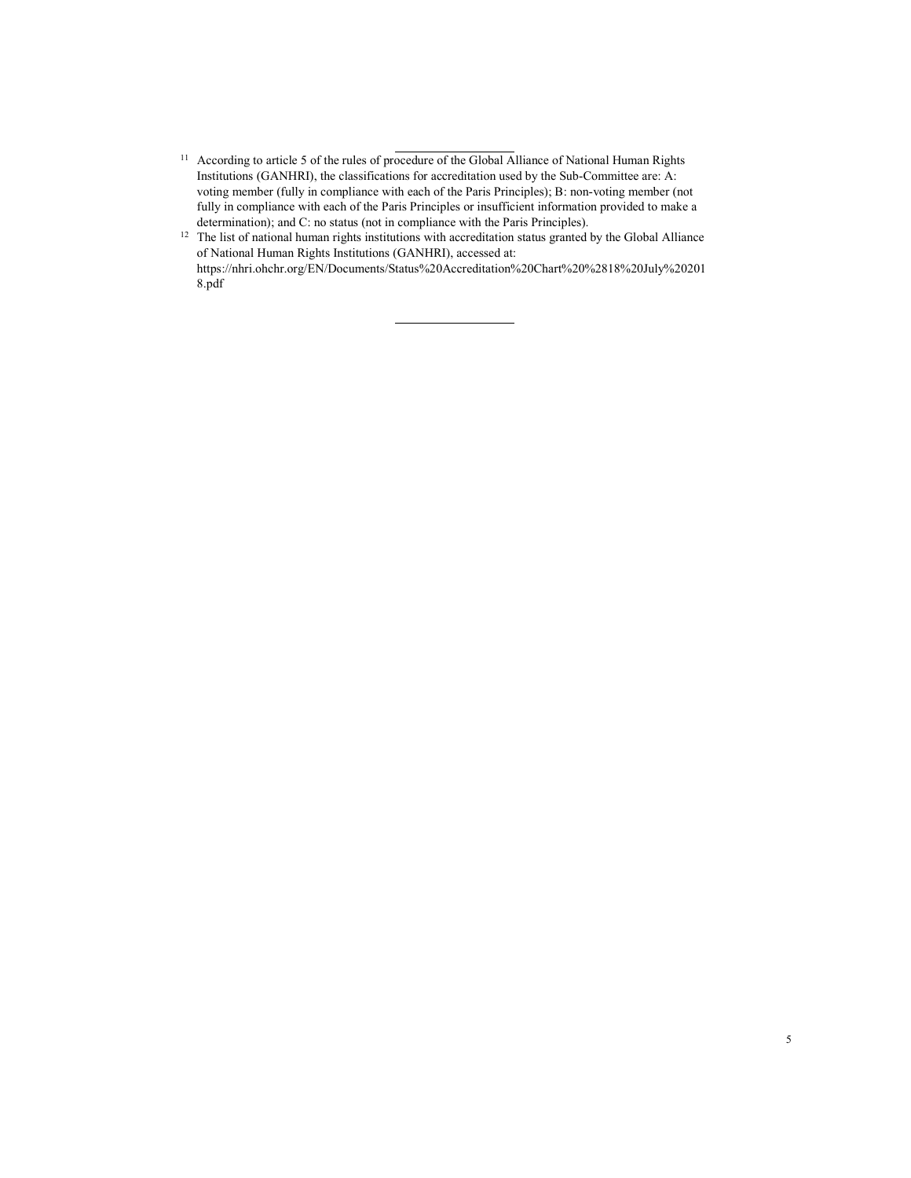[11] According to article 5 of the rules of procedure of the Global Alliance of National Human Rights Institutions (GANHRI), the classifications for accreditation used by the Sub-Committee are: A: voting member (fully in compliance with each of the Paris Principles); B: non-voting member (not fully in compliance with each of the Paris Principles or insufficient information provided to make a determination); and C: no status (not in compliance with the Paris Principles).

[12] The list of national human rights institutions with accreditation status granted by the Global Alliance of National Human Rights Institutions (GANHRI), accessed at: https://nhri.ohchr.org/EN/Documents/Status%20Accreditation%20Chart%20%2818%20July%202018.pdf